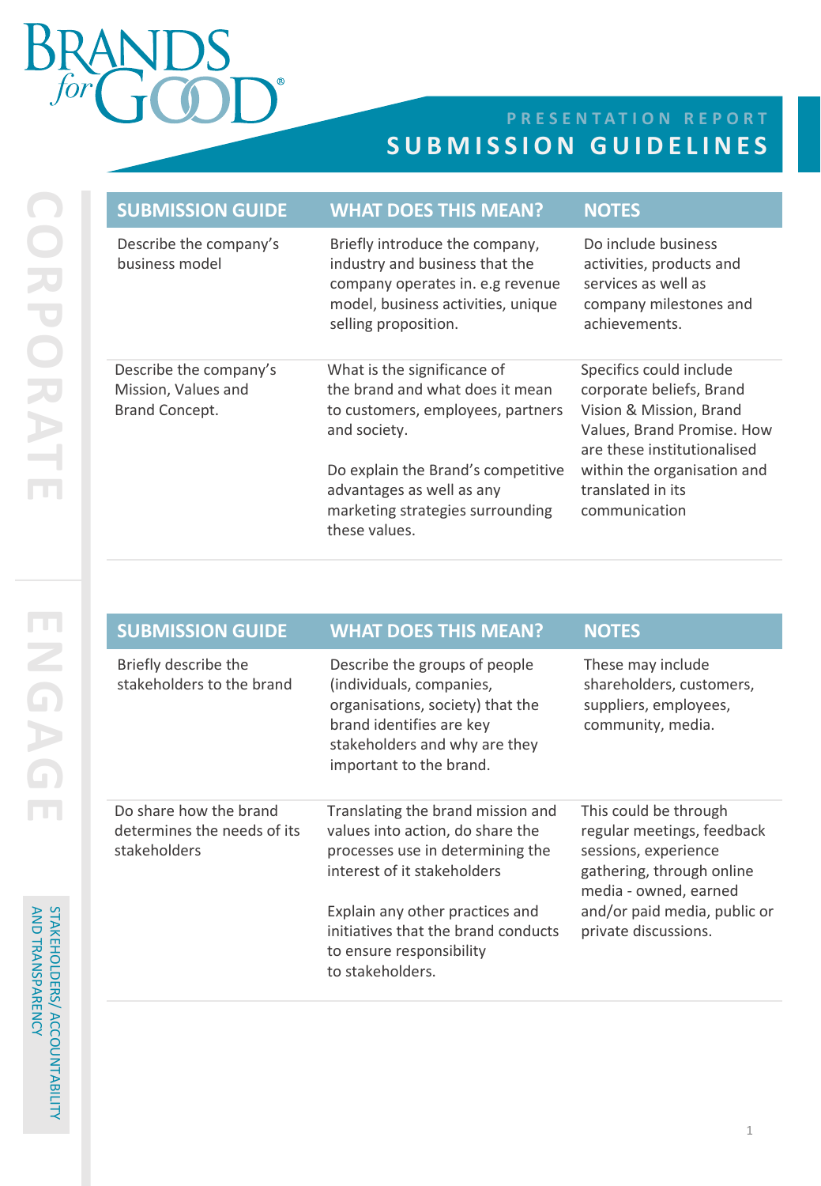# BRANDS for GOOD®

## PRESENTATION REPORT
## SUBMISSION GUIDELINES

### CORPORATE

| SUBMISSION GUIDE | WHAT DOES THIS MEAN? | NOTES |
|---|---|---|
| Describe the company's business model | Briefly introduce the company, industry and business that the company operates in. e.g revenue model, business activities, unique selling proposition. | Do include business activities, products and services as well as company milestones and achievements. |
| Describe the company's Mission, Values and Brand Concept. | What is the significance of the brand and what does it mean to customers, employees, partners and society.<br><br>Do explain the Brand's competitive advantages as well as any marketing strategies surrounding these values. | Specifics could include corporate beliefs, Brand Vision & Mission, Brand Values, Brand Promise. How are these institutionalised within the organisation and translated in its communication |

### ENGAGE

STAKEHOLDERS/ ACCOUNTABILITY AND TRANSPARENCY

| SUBMISSION GUIDE | WHAT DOES THIS MEAN? | NOTES |
|---|---|---|
| Briefly describe the stakeholders to the brand | Describe the groups of people (individuals, companies, organisations, society) that the brand identifies are key stakeholders and why are they important to the brand. | These may include shareholders, customers, suppliers, employees, community, media. |
| Do share how the brand determines the needs of its stakeholders | Translating the brand mission and values into action, do share the processes use in determining the interest of it stakeholders<br><br>Explain any other practices and initiatives that the brand conducts to ensure responsibility to stakeholders. | This could be through regular meetings, feedback sessions, experience gathering, through online media - owned, earned and/or paid media, public or private discussions. |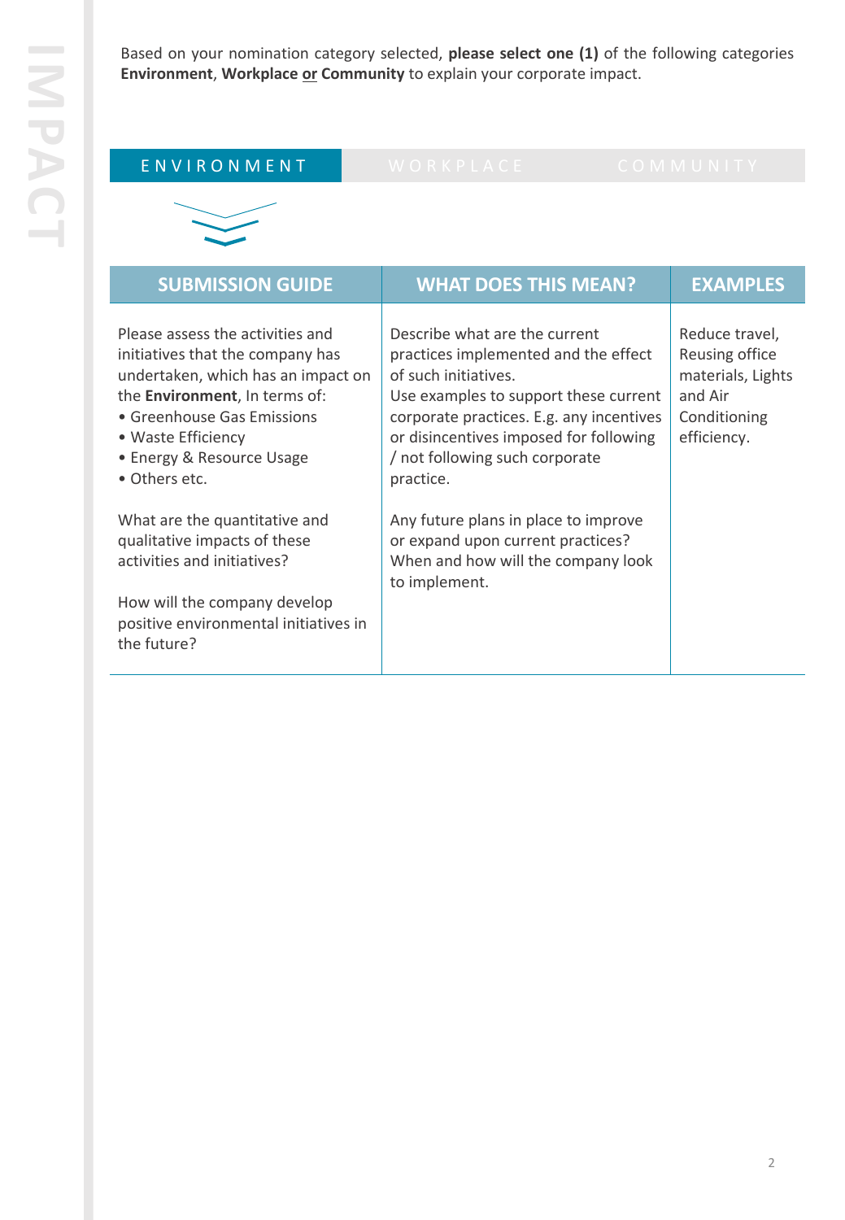Based on your nomination category selected, **please select one (1)** of the following categories **Environment**, **Workplace or Community** to explain your corporate impact.

| ENVIRONMENT | WORKPLACE | COMMUNITY |
|---|---|---|

| SUBMISSION GUIDE | WHAT DOES THIS MEAN? | EXAMPLES |
|---|---|---|
| Please assess the activities and initiatives that the company has undertaken, which has an impact on the **Environment**, In terms of:<br>• Greenhouse Gas Emissions<br>• Waste Efficiency<br>• Energy & Resource Usage<br>• Others etc.<br><br>What are the quantitative and qualitative impacts of these activities and initiatives?<br><br>How will the company develop positive environmental initiatives in the future? | Describe what are the current practices implemented and the effect of such initiatives.<br>Use examples to support these current corporate practices. E.g. any incentives or disincentives imposed for following / not following such corporate practice.<br><br>Any future plans in place to improve or expand upon current practices? When and how will the company look to implement. | Reduce travel, Reusing office materials, Lights and Air Conditioning efficiency. |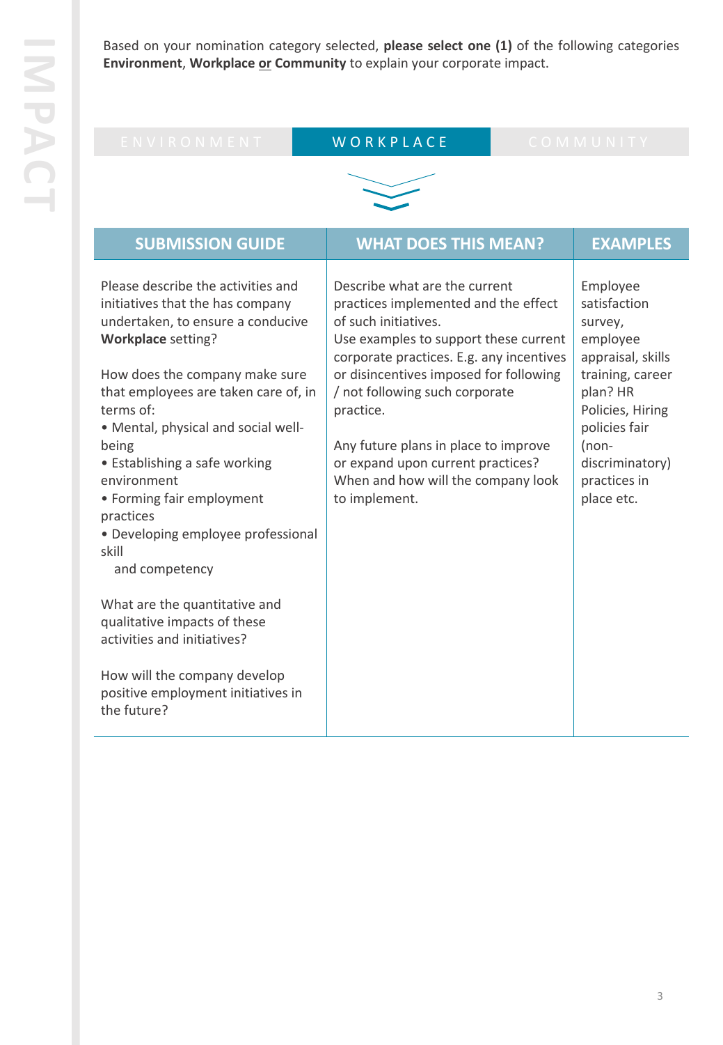IMPACT

Based on your nomination category selected, **please select one (1)** of the following categories **Environment**, **Workplace** **or** **Community** to explain your corporate impact.

| ENVIRONMENT | WORKPLACE | COMMUNITY |
|---|---|---|

| SUBMISSION GUIDE | WHAT DOES THIS MEAN? | EXAMPLES |
|---|---|---|
| Please describe the activities and initiatives that the has company undertaken, to ensure a conducive **Workplace** setting?<br><br>How does the company make sure that employees are taken care of, in terms of:<br>• Mental, physical and social well-being<br>• Establishing a safe working environment<br>• Forming fair employment practices<br>• Developing employee professional skill and competency<br><br>What are the quantitative and qualitative impacts of these activities and initiatives?<br><br>How will the company develop positive employment initiatives in the future? | Describe what are the current practices implemented and the effect of such initiatives.<br>Use examples to support these current corporate practices. E.g. any incentives or disincentives imposed for following / not following such corporate practice.<br><br>Any future plans in place to improve or expand upon current practices? When and how will the company look to implement. | Employee satisfaction survey, employee appraisal, skills training, career plan? HR Policies, Hiring policies fair (non-discriminatory) practices in place etc. |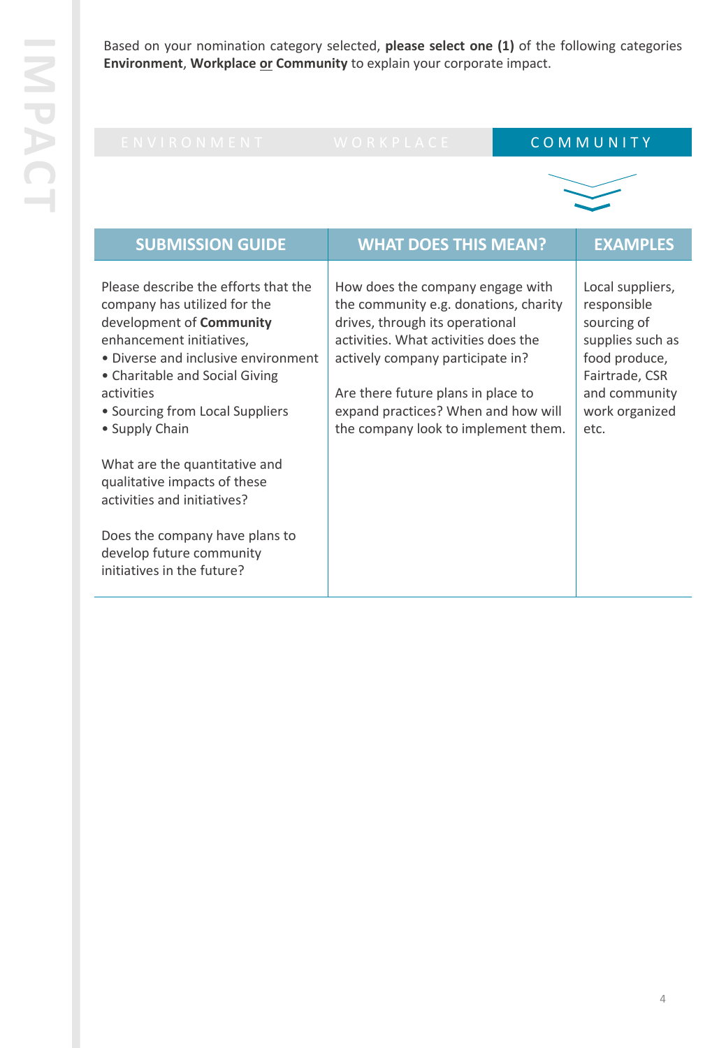Based on your nomination category selected, **please select one (1)** of the following categories **Environment**, **Workplace or Community** to explain your corporate impact.

ENVIRONMENT WORKPLACE **COMMUNITY**

| SUBMISSION GUIDE | WHAT DOES THIS MEAN? | EXAMPLES |
|---|---|---|
| Please describe the efforts that the company has utilized for the development of **Community** enhancement initiatives,<br>• Diverse and inclusive environment<br>• Charitable and Social Giving activities<br>• Sourcing from Local Suppliers<br>• Supply Chain<br><br>What are the quantitative and qualitative impacts of these activities and initiatives?<br><br>Does the company have plans to develop future community initiatives in the future? | How does the company engage with the community e.g. donations, charity drives, through its operational activities. What activities does the actively company participate in?<br><br>Are there future plans in place to expand practices? When and how will the company look to implement them. | Local suppliers, responsible sourcing of supplies such as food produce, Fairtrade, CSR and community work organized etc. |